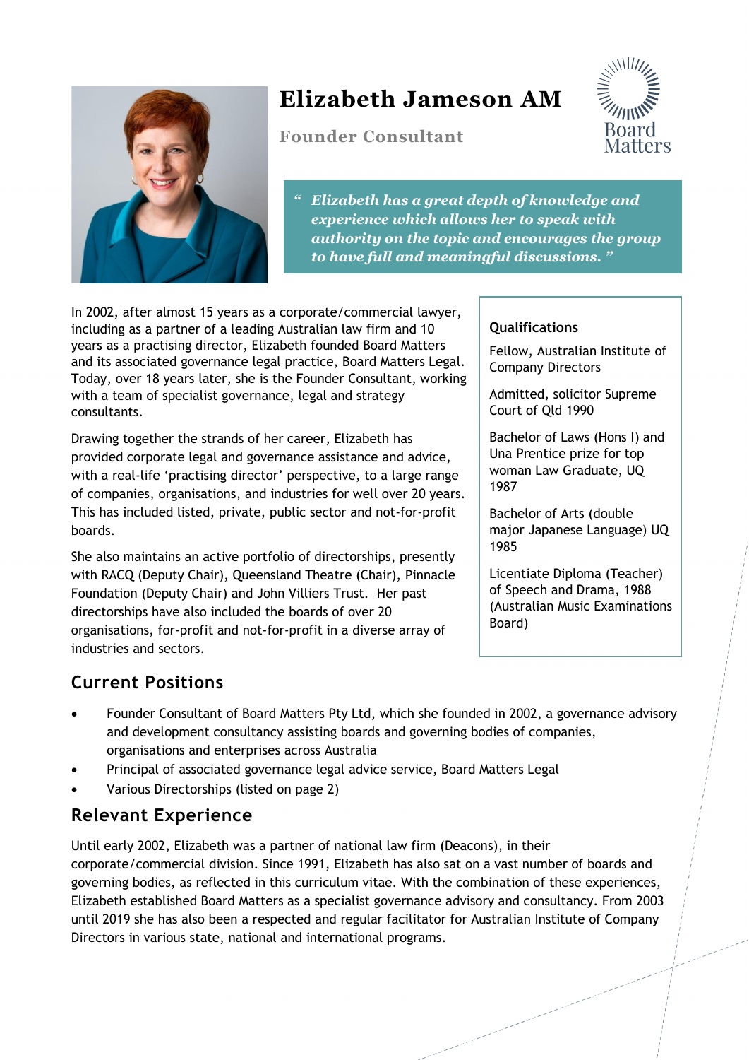# Elizabeth Jameson AM

**Founder Consultant**

Board Matters

> *"Elizabeth has a great depth of knowledge and experience which allows her to speak with authority on the topic and encourages the group to have full and meaningful discussions."*

In 2002, after almost 15 years as a corporate/commercial lawyer, including as a partner of a leading Australian law firm and 10 years as a practising director, Elizabeth founded Board Matters and its associated governance legal practice, Board Matters Legal. Today, over 18 years later, she is the Founder Consultant, working with a team of specialist governance, legal and strategy consultants.

Drawing together the strands of her career, Elizabeth has provided corporate legal and governance assistance and advice, with a real-life 'practising director' perspective, to a large range of companies, organisations, and industries for well over 20 years. This has included listed, private, public sector and not-for-profit boards.

She also maintains an active portfolio of directorships, presently with RACQ (Deputy Chair), Queensland Theatre (Chair), Pinnacle Foundation (Deputy Chair) and John Villiers Trust. Her past directorships have also included the boards of over 20 organisations, for-profit and not-for-profit in a diverse array of industries and sectors.

### Qualifications

Fellow, Australian Institute of Company Directors

Admitted, solicitor Supreme Court of Qld 1990

Bachelor of Laws (Hons I) and Una Prentice prize for top woman Law Graduate, UQ 1987

Bachelor of Arts (double major Japanese Language) UQ 1985

Licentiate Diploma (Teacher) of Speech and Drama, 1988 (Australian Music Examinations Board)

## Current Positions

- Founder Consultant of Board Matters Pty Ltd, which she founded in 2002, a governance advisory and development consultancy assisting boards and governing bodies of companies, organisations and enterprises across Australia
- Principal of associated governance legal advice service, Board Matters Legal
- Various Directorships (listed on page 2)

## Relevant Experience

Until early 2002, Elizabeth was a partner of national law firm (Deacons), in their corporate/commercial division. Since 1991, Elizabeth has also sat on a vast number of boards and governing bodies, as reflected in this curriculum vitae. With the combination of these experiences, Elizabeth established Board Matters as a specialist governance advisory and consultancy. From 2003 until 2019 she has also been a respected and regular facilitator for Australian Institute of Company Directors in various state, national and international programs.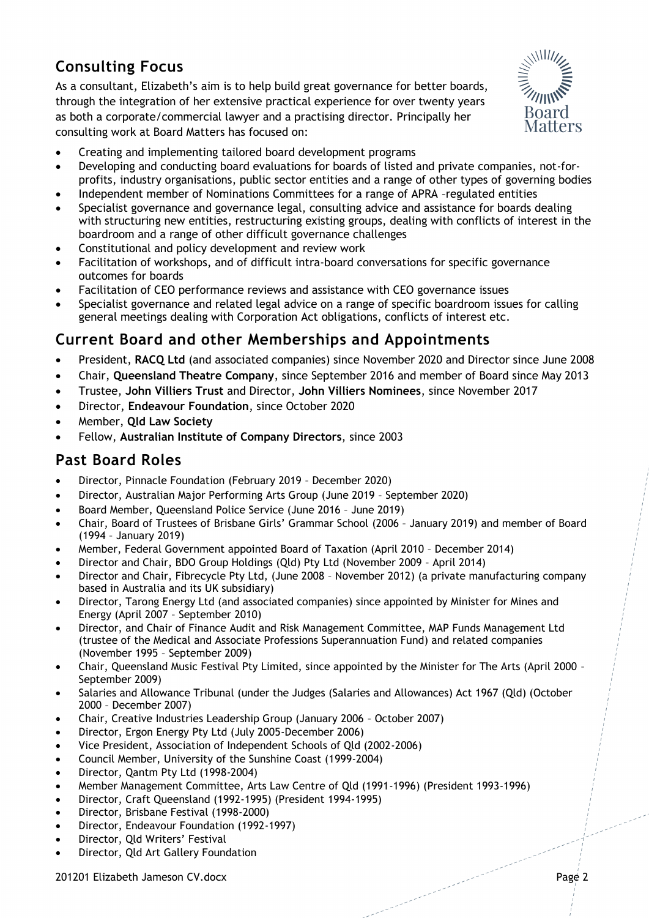## Consulting Focus

As a consultant, Elizabeth's aim is to help build great governance for better boards, through the integration of her extensive practical experience for over twenty years as both a corporate/commercial lawyer and a practising director. Principally her consulting work at Board Matters has focused on:

- Creating and implementing tailored board development programs
- Developing and conducting board evaluations for boards of listed and private companies, not-for-profits, industry organisations, public sector entities and a range of other types of governing bodies
- Independent member of Nominations Committees for a range of APRA –regulated entities
- Specialist governance and governance legal, consulting advice and assistance for boards dealing with structuring new entities, restructuring existing groups, dealing with conflicts of interest in the boardroom and a range of other difficult governance challenges
- Constitutional and policy development and review work
- Facilitation of workshops, and of difficult intra-board conversations for specific governance outcomes for boards
- Facilitation of CEO performance reviews and assistance with CEO governance issues
- Specialist governance and related legal advice on a range of specific boardroom issues for calling general meetings dealing with Corporation Act obligations, conflicts of interest etc.

## Current Board and other Memberships and Appointments

- President, **RACQ Ltd** (and associated companies) since November 2020 and Director since June 2008
- Chair, **Queensland Theatre Company**, since September 2016 and member of Board since May 2013
- Trustee, **John Villiers Trust** and Director, **John Villiers Nominees**, since November 2017
- Director, **Endeavour Foundation**, since October 2020
- Member, **Qld Law Society**
- Fellow, **Australian Institute of Company Directors**, since 2003

## Past Board Roles

- Director, Pinnacle Foundation (February 2019 – December 2020)
- Director, Australian Major Performing Arts Group (June 2019 – September 2020)
- Board Member, Queensland Police Service (June 2016 – June 2019)
- Chair, Board of Trustees of Brisbane Girls' Grammar School (2006 – January 2019) and member of Board (1994 – January 2019)
- Member, Federal Government appointed Board of Taxation (April 2010 – December 2014)
- Director and Chair, BDO Group Holdings (Qld) Pty Ltd (November 2009 – April 2014)
- Director and Chair, Fibrecycle Pty Ltd, (June 2008 – November 2012) (a private manufacturing company based in Australia and its UK subsidiary)
- Director, Tarong Energy Ltd (and associated companies) since appointed by Minister for Mines and Energy (April 2007 – September 2010)
- Director, and Chair of Finance Audit and Risk Management Committee, MAP Funds Management Ltd (trustee of the Medical and Associate Professions Superannuation Fund) and related companies (November 1995 – September 2009)
- Chair, Queensland Music Festival Pty Limited, since appointed by the Minister for The Arts (April 2000 – September 2009)
- Salaries and Allowance Tribunal (under the Judges (Salaries and Allowances) Act 1967 (Qld) (October 2000 – December 2007)
- Chair, Creative Industries Leadership Group (January 2006 – October 2007)
- Director, Ergon Energy Pty Ltd (July 2005-December 2006)
- Vice President, Association of Independent Schools of Qld (2002-2006)
- Council Member, University of the Sunshine Coast (1999-2004)
- Director, Qantm Pty Ltd (1998-2004)
- Member Management Committee, Arts Law Centre of Qld (1991-1996) (President 1993-1996)
- Director, Craft Queensland (1992-1995) (President 1994-1995)
- Director, Brisbane Festival (1998-2000)
- Director, Endeavour Foundation (1992-1997)
- Director, Qld Writers' Festival
- Director, Qld Art Gallery Foundation

201201 Elizabeth Jameson CV.docx